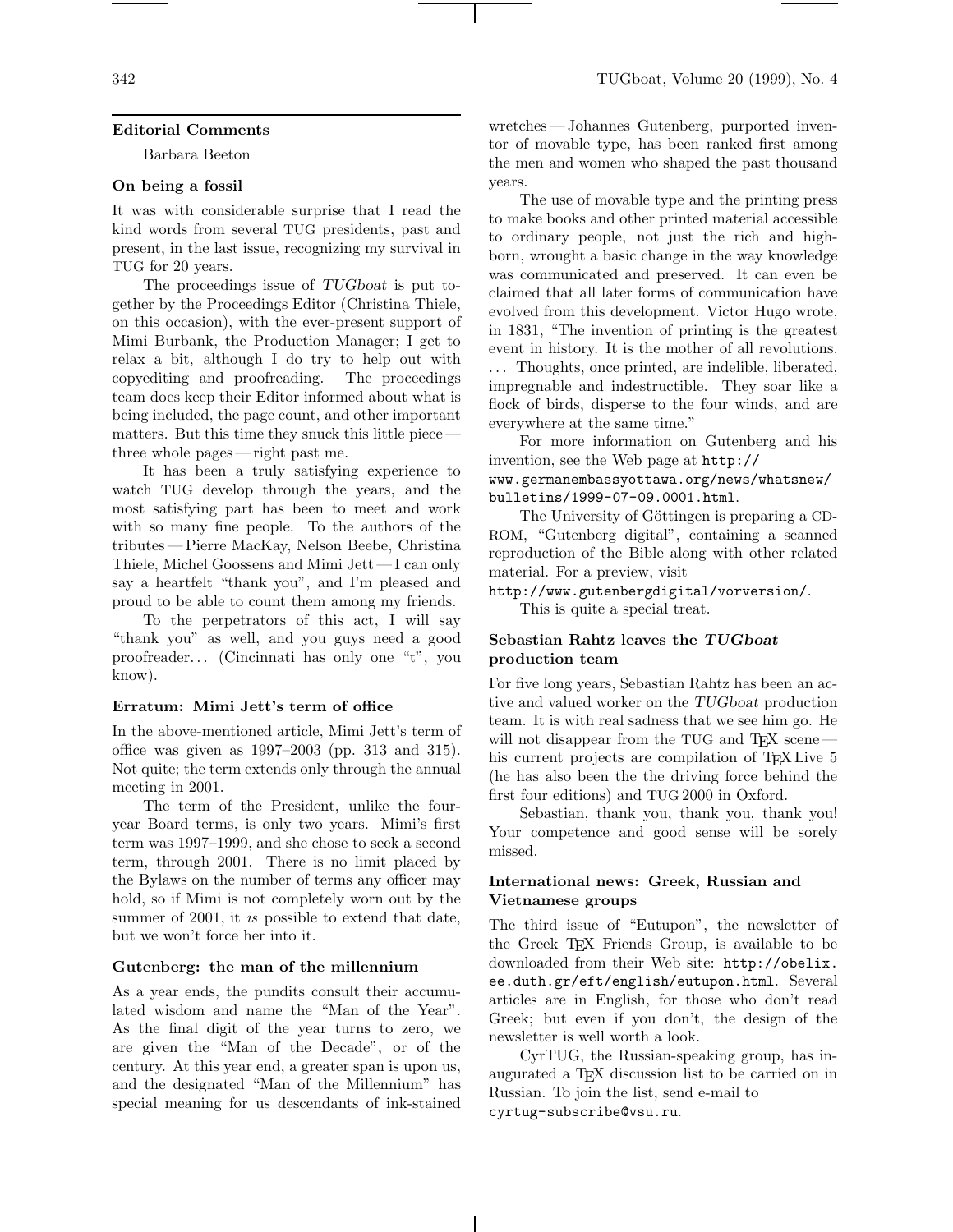## Editorial Comments

Barbara Beeton

### On being a fossil

It was with considerable surprise that I read the kind words from several TUG presidents, past and present, in the last issue, recognizing my survival in TUG for 20 years.

The proceedings issue of *TUGboat* is put together by the Proceedings Editor (Christina Thiele, on this occasion), with the ever-present support of Mimi Burbank, the Production Manager; I get to relax a bit, although I do try to help out with copyediting and proofreading. The proceedings team does keep their Editor informed about what is being included, the page count, and other important matters. But this time they snuck this little piece — three whole pages — right past me.

It has been a truly satisfying experience to watch TUG develop through the years, and the most satisfying part has been to meet and work with so many fine people. To the authors of the tributes — Pierre MacKay, Nelson Beebe, Christina Thiele, Michel Goossens and Mimi Jett — I can only say a heartfelt "thank you", and I'm pleased and proud to be able to count them among my friends.

To the perpetrators of this act, I will say "thank you" as well, and you guys need a good proofreader... (Cincinnati has only one "t", you know).

### Erratum: Mimi Jett's term of office

In the above-mentioned article, Mimi Jett's term of office was given as 1997–2003 (pp. 313 and 315). Not quite; the term extends only through the annual meeting in 2001.

The term of the President, unlike the four-year Board terms, is only two years. Mimi's first term was 1997–1999, and she chose to seek a second term, through 2001. There is no limit placed by the Bylaws on the number of terms any officer may hold, so if Mimi is not completely worn out by the summer of 2001, it *is* possible to extend that date, but we won't force her into it.

### Gutenberg: the man of the millennium

As a year ends, the pundits consult their accumulated wisdom and name the "Man of the Year". As the final digit of the year turns to zero, we are given the "Man of the Decade", or of the century. At this year end, a greater span is upon us, and the designated "Man of the Millennium" has special meaning for us descendants of ink-stained wretches — Johannes Gutenberg, purported inventor of movable type, has been ranked first among the men and women who shaped the past thousand years.

The use of movable type and the printing press to make books and other printed material accessible to ordinary people, not just the rich and high-born, wrought a basic change in the way knowledge was communicated and preserved. It can even be claimed that all later forms of communication have evolved from this development. Victor Hugo wrote, in 1831, "The invention of printing is the greatest event in history. It is the mother of all revolutions. ... Thoughts, once printed, are indelible, liberated, impregnable and indestructible. They soar like a flock of birds, disperse to the four winds, and are everywhere at the same time."

For more information on Gutenberg and his invention, see the Web page at `http://www.germanembassyottawa.org/news/whatsnew/bulletins/1999-07-09.0001.html`.

The University of Göttingen is preparing a CD-ROM, "Gutenberg digital", containing a scanned reproduction of the Bible along with other related material. For a preview, visit `http://www.gutenbergdigital/vorversion/`.

This is quite a special treat.

### Sebastian Rahtz leaves the *TUGboat* production team

For five long years, Sebastian Rahtz has been an active and valued worker on the *TUGboat* production team. It is with real sadness that we see him go. He will not disappear from the TUG and TeX scene — his current projects are compilation of TeX Live 5 (he has also been the the driving force behind the first four editions) and TUG 2000 in Oxford.

Sebastian, thank you, thank you, thank you! Your competence and good sense will be sorely missed.

### International news: Greek, Russian and Vietnamese groups

The third issue of "Eutupon", the newsletter of the Greek TeX Friends Group, is available to be downloaded from their Web site: `http://obelix.ee.duth.gr/eft/english/eutupon.html`. Several articles are in English, for those who don't read Greek; but even if you don't, the design of the newsletter is well worth a look.

CyrTUG, the Russian-speaking group, has inaugurated a TeX discussion list to be carried on in Russian. To join the list, send e-mail to `cyrtug-subscribe@vsu.ru`.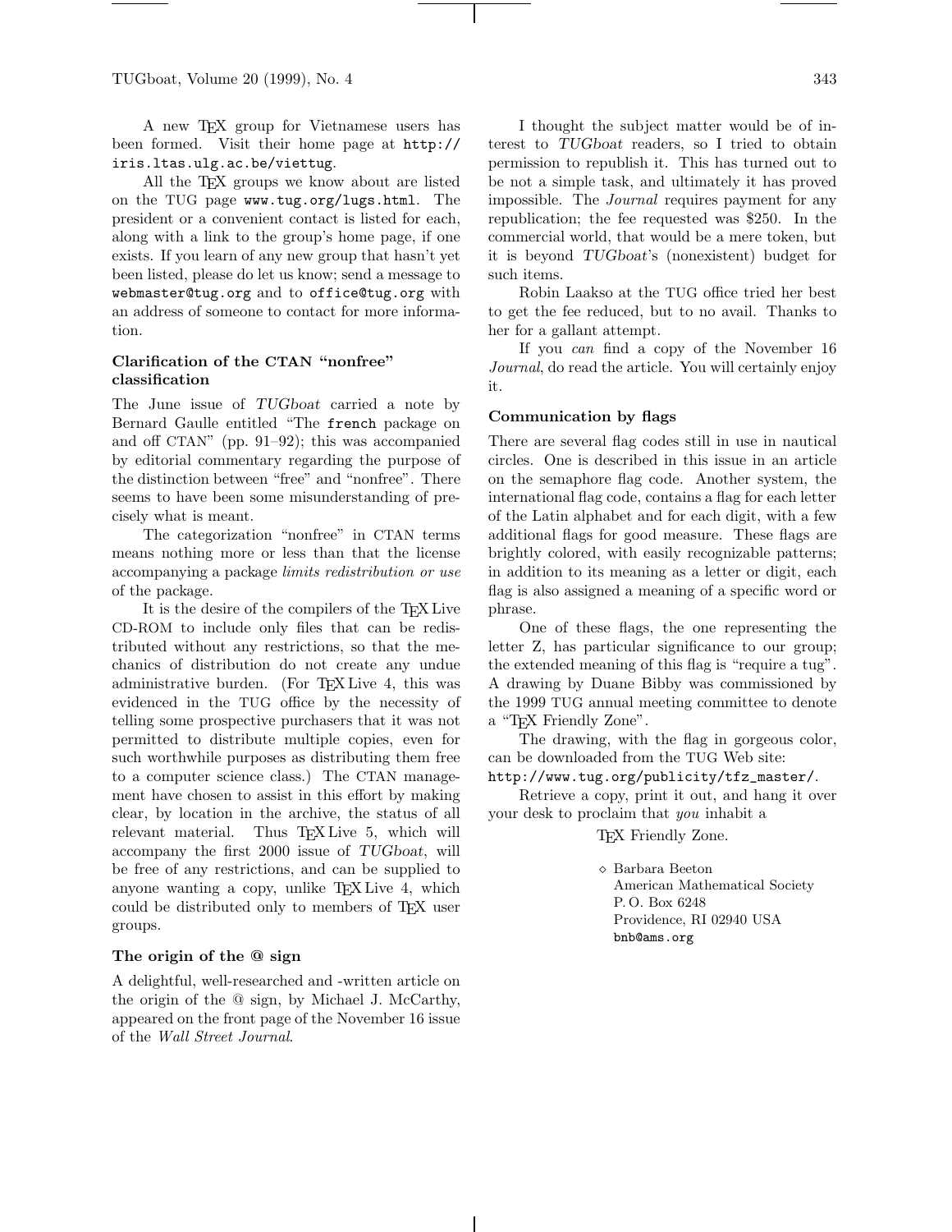A new TeX group for Vietnamese users has been formed. Visit their home page at http://iris.ltas.ulg.ac.be/viettug.

All the TeX groups we know about are listed on the TUG page www.tug.org/lugs.html. The president or a convenient contact is listed for each, along with a link to the group's home page, if one exists. If you learn of any new group that hasn't yet been listed, please do let us know; send a message to webmaster@tug.org and to office@tug.org with an address of someone to contact for more information.

### Clarification of the CTAN "nonfree" classification

The June issue of *TUGboat* carried a note by Bernard Gaulle entitled "The french package on and off CTAN" (pp. 91–92); this was accompanied by editorial commentary regarding the purpose of the distinction between "free" and "nonfree". There seems to have been some misunderstanding of precisely what is meant.

The categorization "nonfree" in CTAN terms means nothing more or less than that the license accompanying a package *limits redistribution or use* of the package.

It is the desire of the compilers of the TeX Live CD-ROM to include only files that can be redistributed without any restrictions, so that the mechanics of distribution do not create any undue administrative burden. (For TeX Live 4, this was evidenced in the TUG office by the necessity of telling some prospective purchasers that it was not permitted to distribute multiple copies, even for such worthwhile purposes as distributing them free to a computer science class.) The CTAN management have chosen to assist in this effort by making clear, by location in the archive, the status of all relevant material. Thus TeX Live 5, which will accompany the first 2000 issue of *TUGboat*, will be free of any restrictions, and can be supplied to anyone wanting a copy, unlike TeX Live 4, which could be distributed only to members of TeX user groups.

### The origin of the @ sign

A delightful, well-researched and -written article on the origin of the @ sign, by Michael J. McCarthy, appeared on the front page of the November 16 issue of the *Wall Street Journal*.

I thought the subject matter would be of interest to *TUGboat* readers, so I tried to obtain permission to republish it. This has turned out to be not a simple task, and ultimately it has proved impossible. The *Journal* requires payment for any republication; the fee requested was $250. In the commercial world, that would be a mere token, but it is beyond *TUGboat*'s (nonexistent) budget for such items.

Robin Laakso at the TUG office tried her best to get the fee reduced, but to no avail. Thanks to her for a gallant attempt.

If you *can* find a copy of the November 16 *Journal*, do read the article. You will certainly enjoy it.

### Communication by flags

There are several flag codes still in use in nautical circles. One is described in this issue in an article on the semaphore flag code. Another system, the international flag code, contains a flag for each letter of the Latin alphabet and for each digit, with a few additional flags for good measure. These flags are brightly colored, with easily recognizable patterns; in addition to its meaning as a letter or digit, each flag is also assigned a meaning of a specific word or phrase.

One of these flags, the one representing the letter Z, has particular significance to our group; the extended meaning of this flag is "require a tug". A drawing by Duane Bibby was commissioned by the 1999 TUG annual meeting committee to denote a "TeX Friendly Zone".

The drawing, with the flag in gorgeous color, can be downloaded from the TUG Web site: http://www.tug.org/publicity/tfz_master/.

Retrieve a copy, print it out, and hang it over your desk to proclaim that *you* inhabit a

TeX Friendly Zone.

◇ Barbara Beeton
American Mathematical Society
P. O. Box 6248
Providence, RI 02940 USA
bnb@ams.org